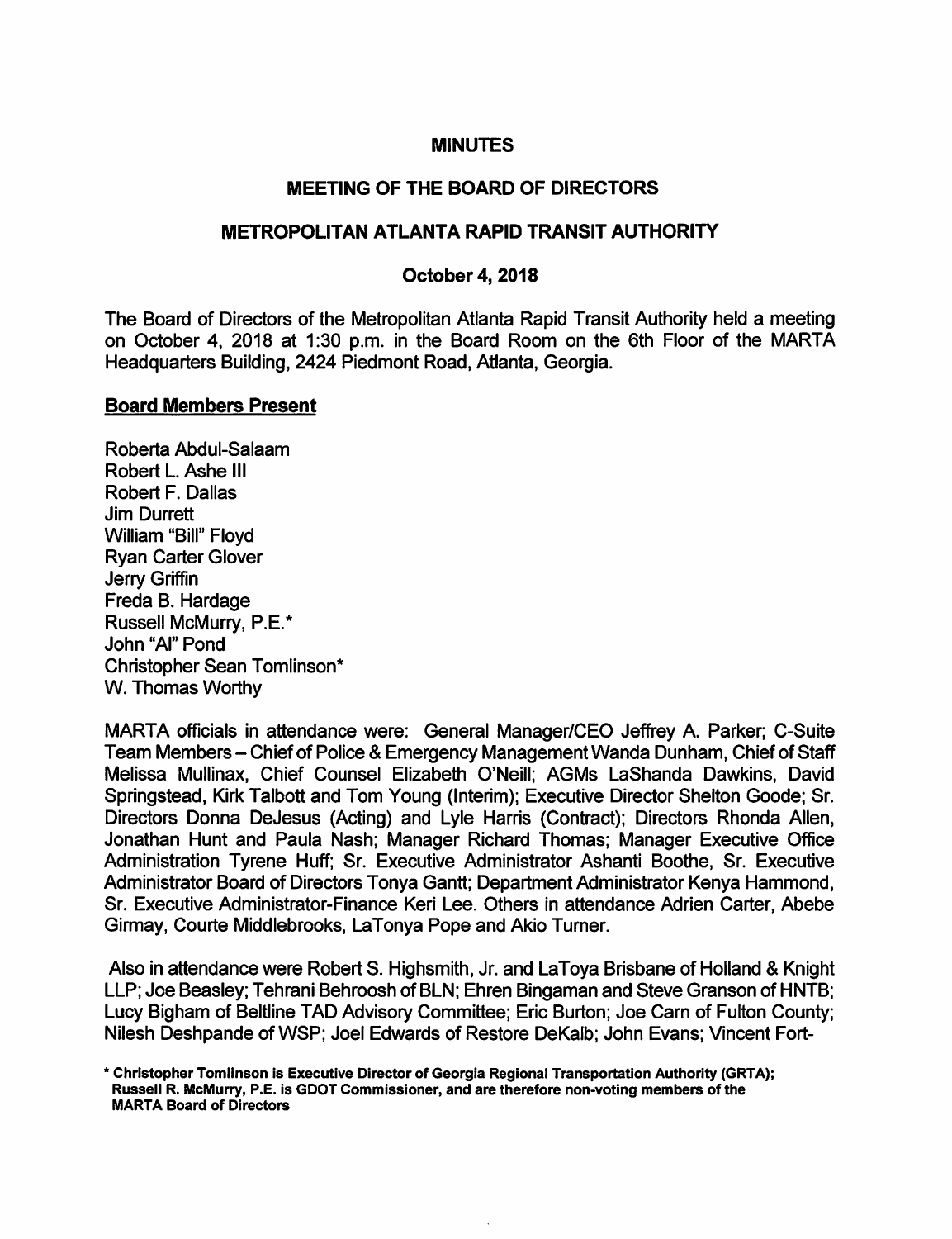# MINUTES

## MEETING OF THE BOARD OF DIRECTORS

## METROPOLITAN ATLANTA RAPID TRANSIT AUTHORITY

### October 4, 2018

The Board of Directors of the Metropolitan Atlanta Rapid Transit Authority held a meeting on October 4, 2018 at 1:30 p.m. in the Board Room on the 6th Floor of the MARTA Headquarters Building, 2424 Piedmont Road, Atlanta, Georgia.

**Board Members Present**

Roberta Abdul-Salaam
Robert L. Ashe III
Robert F. Dallas
Jim Durrett
William "Bill" Floyd
Ryan Carter Glover
Jerry Griffin
Freda B. Hardage
Russell McMurry, P.E.*
John "Al" Pond
Christopher Sean Tomlinson*
W. Thomas Worthy

MARTA officials in attendance were: General Manager/CEO Jeffrey A. Parker; C-Suite Team Members – Chief of Police & Emergency Management Wanda Dunham, Chief of Staff Melissa Mullinax, Chief Counsel Elizabeth O'Neill; AGMs LaShanda Dawkins, David Springstead, Kirk Talbott and Tom Young (Interim); Executive Director Shelton Goode; Sr. Directors Donna DeJesus (Acting) and Lyle Harris (Contract); Directors Rhonda Allen, Jonathan Hunt and Paula Nash; Manager Richard Thomas; Manager Executive Office Administration Tyrene Huff; Sr. Executive Administrator Ashanti Boothe, Sr. Executive Administrator Board of Directors Tonya Gantt; Department Administrator Kenya Hammond, Sr. Executive Administrator-Finance Keri Lee. Others in attendance Adrien Carter, Abebe Girmay, Courte Middlebrooks, LaTonya Pope and Akio Turner.

Also in attendance were Robert S. Highsmith, Jr. and LaToya Brisbane of Holland & Knight LLP; Joe Beasley; Tehrani Behroosh of BLN; Ehren Bingaman and Steve Granson of HNTB; Lucy Bigham of Beltline TAD Advisory Committee; Eric Burton; Joe Carn of Fulton County; Nilesh Deshpande of WSP; Joel Edwards of Restore DeKalb; John Evans; Vincent Fort-

**\* Christopher Tomlinson is Executive Director of Georgia Regional Transportation Authority (GRTA); Russell R. McMurry, P.E. is GDOT Commissioner, and are therefore non-voting members of the MARTA Board of Directors**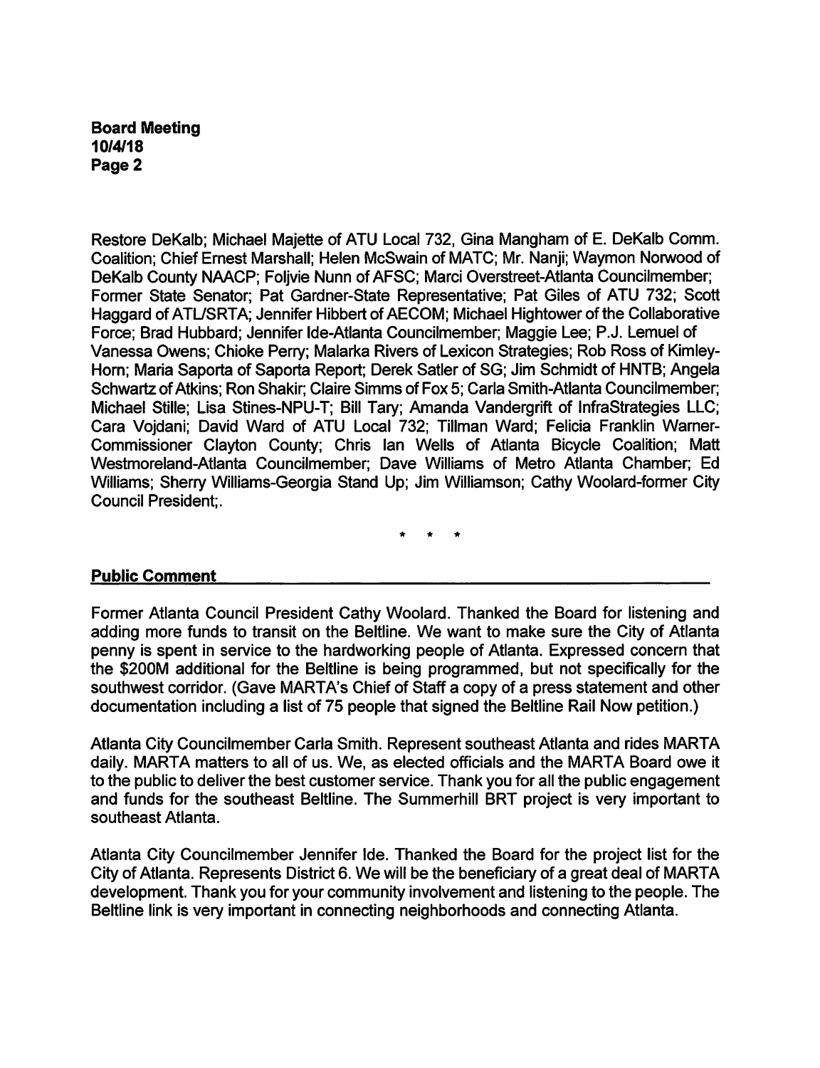Restore DeKalb; Michael Majette of ATU Local 732, Gina Mangham of E. DeKalb Comm. Coalition; Chief Ernest Marshall; Helen McSwain of MATC; Mr. Nanji; Waymon Norwood of DeKalb County NAACP; Foljvie Nunn of AFSC; Marci Overstreet-Atlanta Councilmember; Former State Senator; Pat Gardner-State Representative; Pat Giles of ATU 732; Scott Haggard of ATL/SRTA; Jennifer Hibbert of AECOM; Michael Hightower of the Collaborative Force; Brad Hubbard; Jennifer Ide-Atlanta Councilmember; Maggie Lee; P.J. Lemuel of Vanessa Owens; Chioke Perry; Malarka Rivers of Lexicon Strategies; Rob Ross of Kimley-Horn; Maria Saporta of Saporta Report; Derek Satler of SG; Jim Schmidt of HNTB; Angela Schwartz of Atkins; Ron Shakir; Claire Simms of Fox 5; Carla Smith-Atlanta Councilmember; Michael Stille; Lisa Stines-NPU-T; Bill Tary; Amanda Vandergrift of InfraStrategies LLC; Cara Vojdani; David Ward of ATU Local 732; Tillman Ward; Felicia Franklin Warner-Commissioner Clayton County; Chris Ian Wells of Atlanta Bicycle Coalition; Matt Westmoreland-Atlanta Councilmember; Dave Williams of Metro Atlanta Chamber; Ed Williams; Sherry Williams-Georgia Stand Up; Jim Williamson; Cathy Woolard-former City Council President;.

\* \* \*

**Public Comment**

Former Atlanta Council President Cathy Woolard. Thanked the Board for listening and adding more funds to transit on the Beltline. We want to make sure the City of Atlanta penny is spent in service to the hardworking people of Atlanta. Expressed concern that the $200M additional for the Beltline is being programmed, but not specifically for the southwest corridor. (Gave MARTA's Chief of Staff a copy of a press statement and other documentation including a list of 75 people that signed the Beltline Rail Now petition.)

Atlanta City Councilmember Carla Smith. Represent southeast Atlanta and rides MARTA daily. MARTA matters to all of us. We, as elected officials and the MARTA Board owe it to the public to deliver the best customer service. Thank you for all the public engagement and funds for the southeast Beltline. The Summerhill BRT project is very important to southeast Atlanta.

Atlanta City Councilmember Jennifer Ide. Thanked the Board for the project list for the City of Atlanta. Represents District 6. We will be the beneficiary of a great deal of MARTA development. Thank you for your community involvement and listening to the people. The Beltline link is very important in connecting neighborhoods and connecting Atlanta.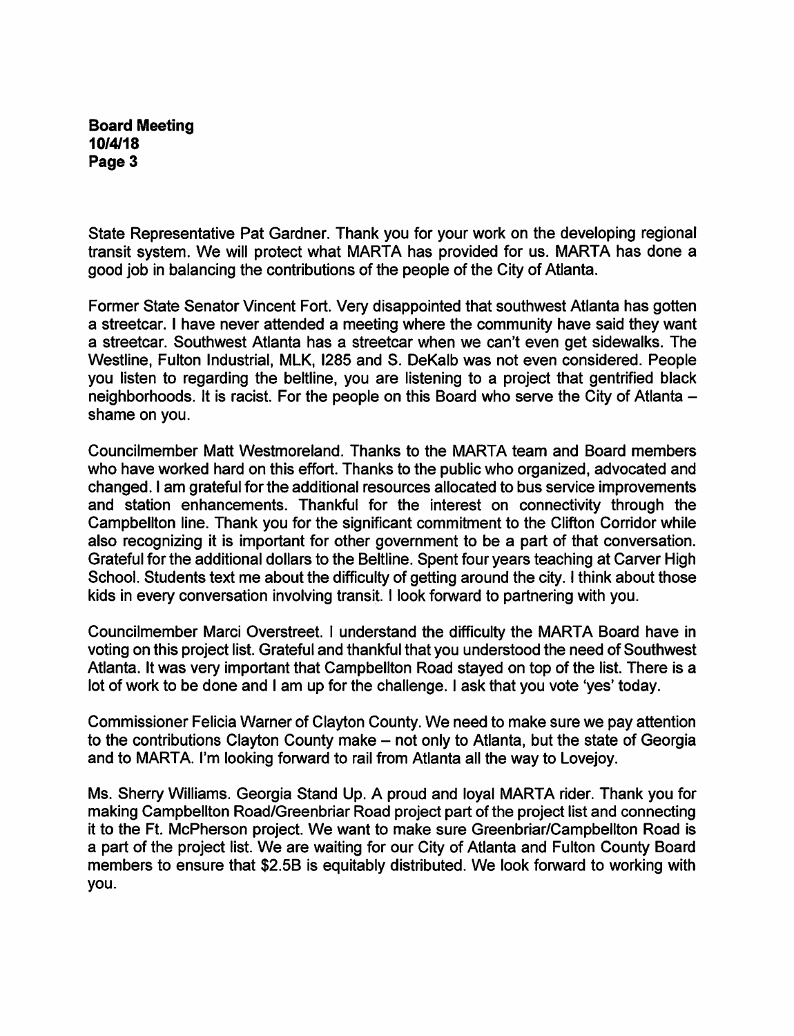State Representative Pat Gardner. Thank you for your work on the developing regional transit system. We will protect what MARTA has provided for us. MARTA has done a good job in balancing the contributions of the people of the City of Atlanta.

Former State Senator Vincent Fort. Very disappointed that southwest Atlanta has gotten a streetcar. I have never attended a meeting where the community have said they want a streetcar. Southwest Atlanta has a streetcar when we can't even get sidewalks. The Westline, Fulton Industrial, MLK, I285 and S. DeKalb was not even considered. People you listen to regarding the beltline, you are listening to a project that gentrified black neighborhoods. It is racist. For the people on this Board who serve the City of Atlanta – shame on you.

Councilmember Matt Westmoreland. Thanks to the MARTA team and Board members who have worked hard on this effort. Thanks to the public who organized, advocated and changed. I am grateful for the additional resources allocated to bus service improvements and station enhancements. Thankful for the interest on connectivity through the Campbellton line. Thank you for the significant commitment to the Clifton Corridor while also recognizing it is important for other government to be a part of that conversation. Grateful for the additional dollars to the Beltline. Spent four years teaching at Carver High School. Students text me about the difficulty of getting around the city. I think about those kids in every conversation involving transit. I look forward to partnering with you.

Councilmember Marci Overstreet. I understand the difficulty the MARTA Board have in voting on this project list. Grateful and thankful that you understood the need of Southwest Atlanta. It was very important that Campbellton Road stayed on top of the list. There is a lot of work to be done and I am up for the challenge. I ask that you vote 'yes' today.

Commissioner Felicia Warner of Clayton County. We need to make sure we pay attention to the contributions Clayton County make – not only to Atlanta, but the state of Georgia and to MARTA. I'm looking forward to rail from Atlanta all the way to Lovejoy.

Ms. Sherry Williams. Georgia Stand Up. A proud and loyal MARTA rider. Thank you for making Campbellton Road/Greenbriar Road project part of the project list and connecting it to the Ft. McPherson project. We want to make sure Greenbriar/Campbellton Road is a part of the project list. We are waiting for our City of Atlanta and Fulton County Board members to ensure that $2.5B is equitably distributed. We look forward to working with you.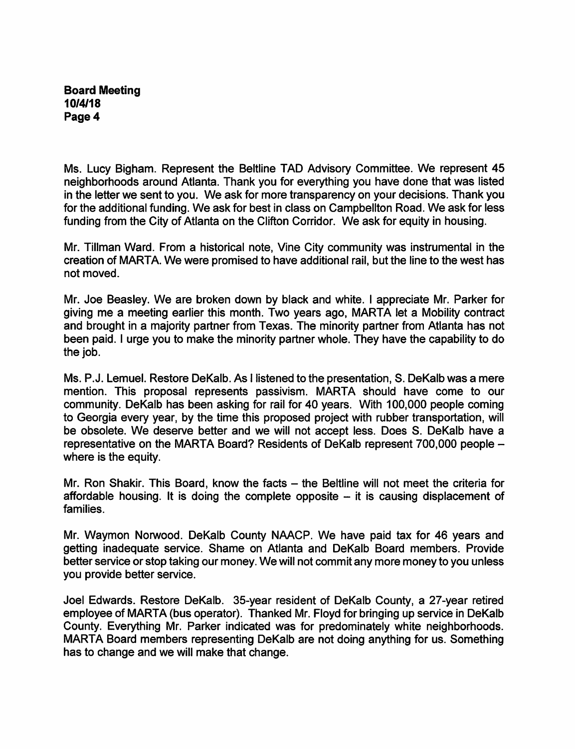Ms. Lucy Bigham. Represent the Beltline TAD Advisory Committee. We represent 45 neighborhoods around Atlanta. Thank you for everything you have done that was listed in the letter we sent to you. We ask for more transparency on your decisions. Thank you for the additional funding. We ask for best in class on Campbellton Road. We ask for less funding from the City of Atlanta on the Clifton Corridor. We ask for equity in housing.

Mr. Tillman Ward. From a historical note, Vine City community was instrumental in the creation of MARTA. We were promised to have additional rail, but the line to the west has not moved.

Mr. Joe Beasley. We are broken down by black and white. I appreciate Mr. Parker for giving me a meeting earlier this month. Two years ago, MARTA let a Mobility contract and brought in a majority partner from Texas. The minority partner from Atlanta has not been paid. I urge you to make the minority partner whole. They have the capability to do the job.

Ms. P.J. Lemuel. Restore DeKalb. As I listened to the presentation, S. DeKalb was a mere mention. This proposal represents passivism. MARTA should have come to our community. DeKalb has been asking for rail for 40 years. With 100,000 people coming to Georgia every year, by the time this proposed project with rubber transportation, will be obsolete. We deserve better and we will not accept less. Does S. DeKalb have a representative on the MARTA Board? Residents of DeKalb represent 700,000 people – where is the equity.

Mr. Ron Shakir. This Board, know the facts – the Beltline will not meet the criteria for affordable housing. It is doing the complete opposite – it is causing displacement of families.

Mr. Waymon Norwood. DeKalb County NAACP. We have paid tax for 46 years and getting inadequate service. Shame on Atlanta and DeKalb Board members. Provide better service or stop taking our money. We will not commit any more money to you unless you provide better service.

Joel Edwards. Restore DeKalb. 35-year resident of DeKalb County, a 27-year retired employee of MARTA (bus operator). Thanked Mr. Floyd for bringing up service in DeKalb County. Everything Mr. Parker indicated was for predominately white neighborhoods. MARTA Board members representing DeKalb are not doing anything for us. Something has to change and we will make that change.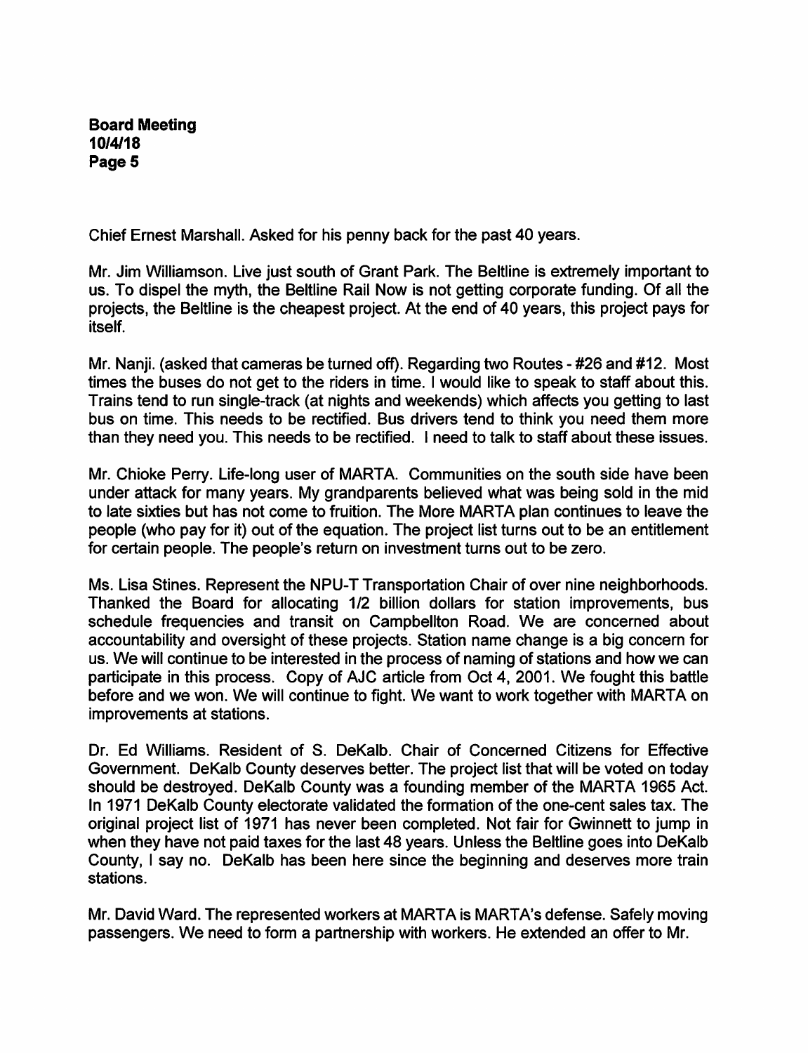Chief Ernest Marshall. Asked for his penny back for the past 40 years.

Mr. Jim Williamson. Live just south of Grant Park. The Beltline is extremely important to us. To dispel the myth, the Beltline Rail Now is not getting corporate funding. Of all the projects, the Beltline is the cheapest project. At the end of 40 years, this project pays for itself.

Mr. Nanji. (asked that cameras be turned off). Regarding two Routes - #26 and #12. Most times the buses do not get to the riders in time. I would like to speak to staff about this. Trains tend to run single-track (at nights and weekends) which affects you getting to last bus on time. This needs to be rectified. Bus drivers tend to think you need them more than they need you. This needs to be rectified. I need to talk to staff about these issues.

Mr. Chioke Perry. Life-long user of MARTA. Communities on the south side have been under attack for many years. My grandparents believed what was being sold in the mid to late sixties but has not come to fruition. The More MARTA plan continues to leave the people (who pay for it) out of the equation. The project list turns out to be an entitlement for certain people. The people's return on investment turns out to be zero.

Ms. Lisa Stines. Represent the NPU-T Transportation Chair of over nine neighborhoods. Thanked the Board for allocating 1/2 billion dollars for station improvements, bus schedule frequencies and transit on Campbellton Road. We are concerned about accountability and oversight of these projects. Station name change is a big concern for us. We will continue to be interested in the process of naming of stations and how we can participate in this process. Copy of AJC article from Oct 4, 2001. We fought this battle before and we won. We will continue to fight. We want to work together with MARTA on improvements at stations.

Dr. Ed Williams. Resident of S. DeKalb. Chair of Concerned Citizens for Effective Government. DeKalb County deserves better. The project list that will be voted on today should be destroyed. DeKalb County was a founding member of the MARTA 1965 Act. In 1971 DeKalb County electorate validated the formation of the one-cent sales tax. The original project list of 1971 has never been completed. Not fair for Gwinnett to jump in when they have not paid taxes for the last 48 years. Unless the Beltline goes into DeKalb County, I say no. DeKalb has been here since the beginning and deserves more train stations.

Mr. David Ward. The represented workers at MARTA is MARTA's defense. Safely moving passengers. We need to form a partnership with workers. He extended an offer to Mr.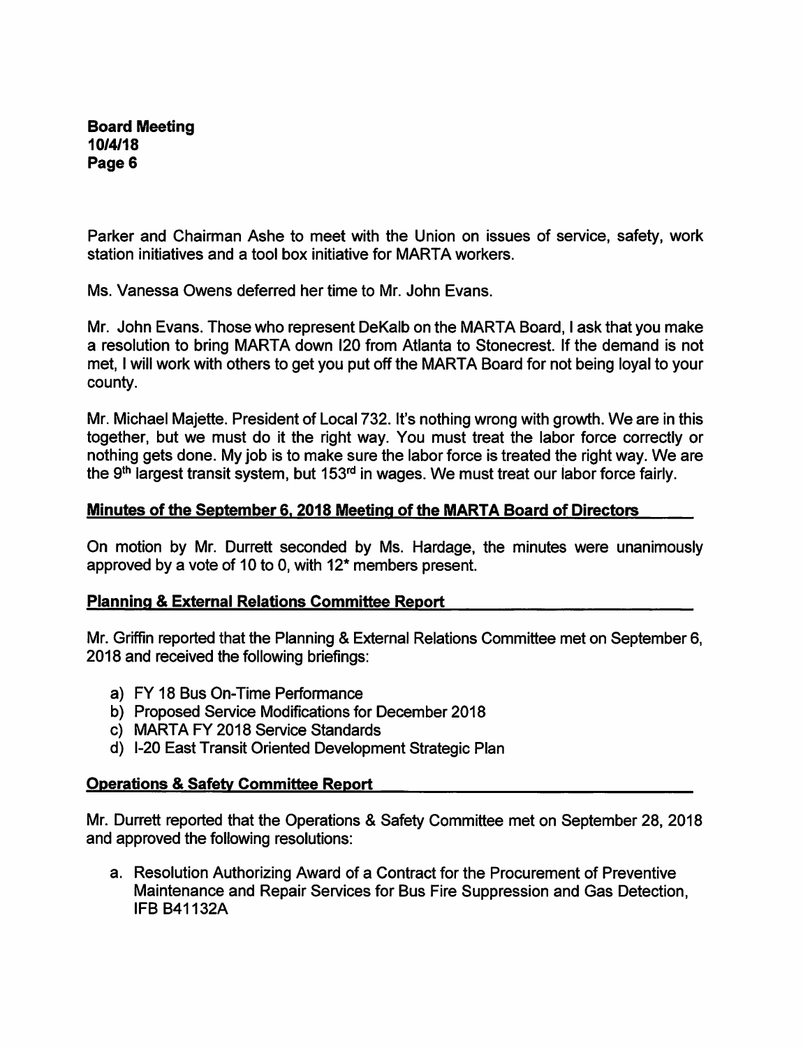Parker and Chairman Ashe to meet with the Union on issues of service, safety, work station initiatives and a tool box initiative for MARTA workers.

Ms. Vanessa Owens deferred her time to Mr. John Evans.

Mr. John Evans. Those who represent DeKalb on the MARTA Board, I ask that you make a resolution to bring MARTA down I20 from Atlanta to Stonecrest. If the demand is not met, I will work with others to get you put off the MARTA Board for not being loyal to your county.

Mr. Michael Majette. President of Local 732. It's nothing wrong with growth. We are in this together, but we must do it the right way. You must treat the labor force correctly or nothing gets done. My job is to make sure the labor force is treated the right way. We are the 9th largest transit system, but 153rd in wages. We must treat our labor force fairly.

**Minutes of the September 6, 2018 Meeting of the MARTA Board of Directors**

On motion by Mr. Durrett seconded by Ms. Hardage, the minutes were unanimously approved by a vote of 10 to 0, with 12* members present.

**Planning & External Relations Committee Report**

Mr. Griffin reported that the Planning & External Relations Committee met on September 6, 2018 and received the following briefings:

a) FY 18 Bus On-Time Performance
b) Proposed Service Modifications for December 2018
c) MARTA FY 2018 Service Standards
d) I-20 East Transit Oriented Development Strategic Plan

**Operations & Safety Committee Report**

Mr. Durrett reported that the Operations & Safety Committee met on September 28, 2018 and approved the following resolutions:

a. Resolution Authorizing Award of a Contract for the Procurement of Preventive Maintenance and Repair Services for Bus Fire Suppression and Gas Detection, IFB B41132A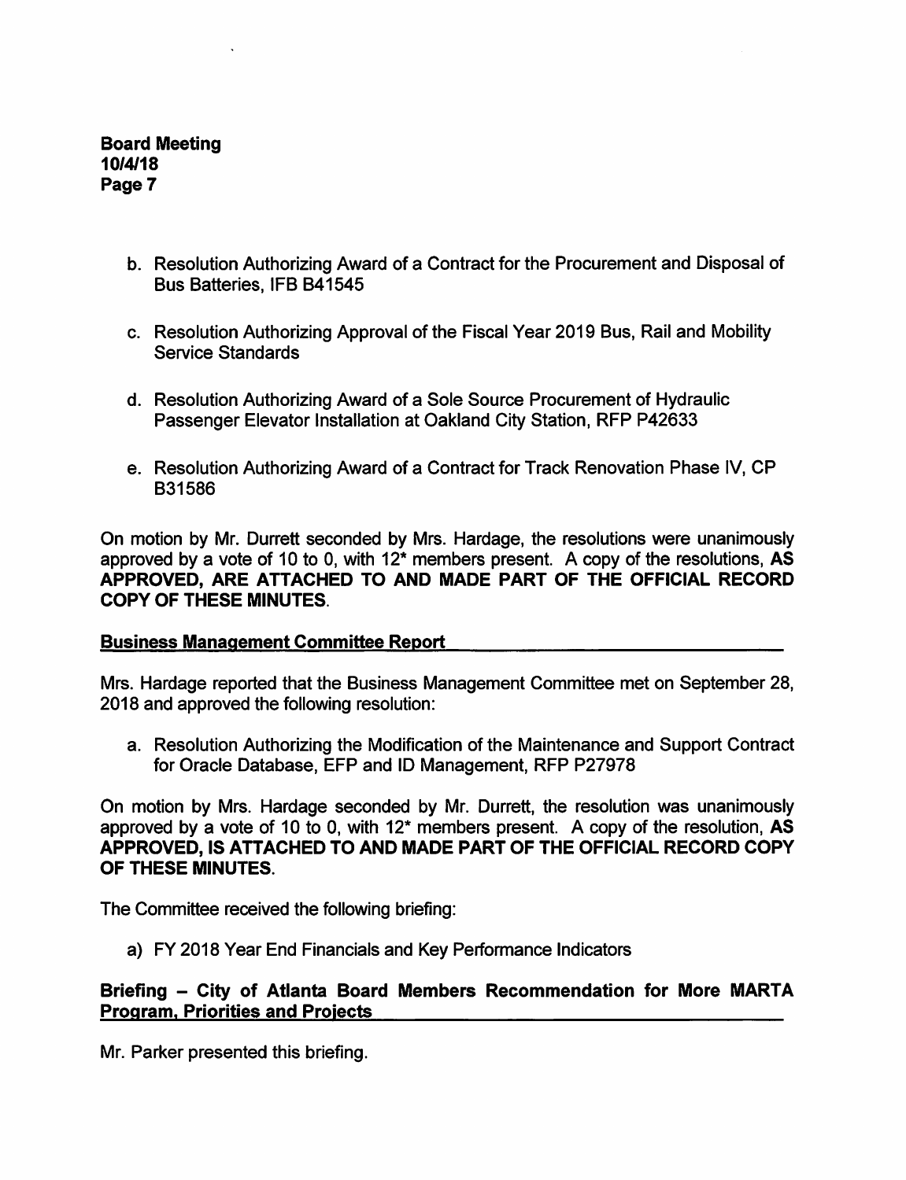b. Resolution Authorizing Award of a Contract for the Procurement and Disposal of Bus Batteries, IFB B41545

c. Resolution Authorizing Approval of the Fiscal Year 2019 Bus, Rail and Mobility Service Standards

d. Resolution Authorizing Award of a Sole Source Procurement of Hydraulic Passenger Elevator Installation at Oakland City Station, RFP P42633

e. Resolution Authorizing Award of a Contract for Track Renovation Phase IV, CP B31586

On motion by Mr. Durrett seconded by Mrs. Hardage, the resolutions were unanimously approved by a vote of 10 to 0, with 12* members present. A copy of the resolutions, **AS APPROVED, ARE ATTACHED TO AND MADE PART OF THE OFFICIAL RECORD COPY OF THESE MINUTES.**

**Business Management Committee Report**

Mrs. Hardage reported that the Business Management Committee met on September 28, 2018 and approved the following resolution:

a. Resolution Authorizing the Modification of the Maintenance and Support Contract for Oracle Database, EFP and ID Management, RFP P27978

On motion by Mrs. Hardage seconded by Mr. Durrett, the resolution was unanimously approved by a vote of 10 to 0, with 12* members present. A copy of the resolution, **AS APPROVED, IS ATTACHED TO AND MADE PART OF THE OFFICIAL RECORD COPY OF THESE MINUTES.**

The Committee received the following briefing:

a) FY 2018 Year End Financials and Key Performance Indicators

**Briefing – City of Atlanta Board Members Recommendation for More MARTA Program, Priorities and Projects**

Mr. Parker presented this briefing.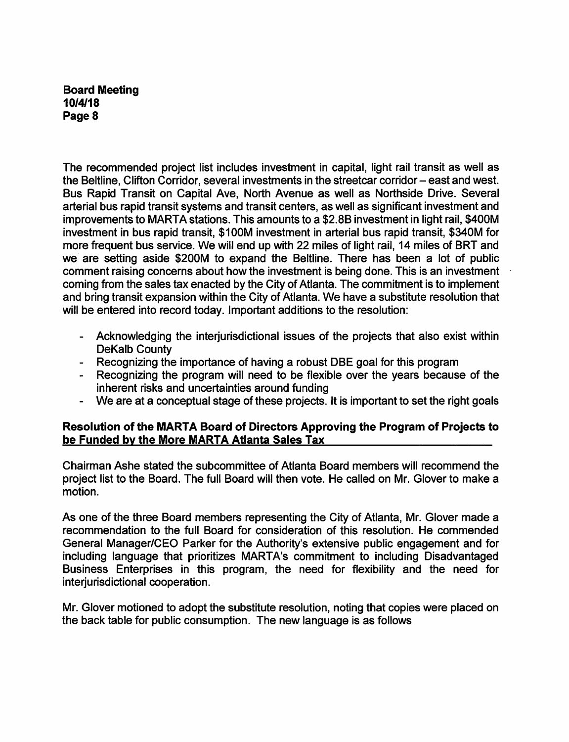The recommended project list includes investment in capital, light rail transit as well as the Beltline, Clifton Corridor, several investments in the streetcar corridor – east and west. Bus Rapid Transit on Capital Ave, North Avenue as well as Northside Drive. Several arterial bus rapid transit systems and transit centers, as well as significant investment and improvements to MARTA stations. This amounts to a $2.8B investment in light rail, $400M investment in bus rapid transit, $100M investment in arterial bus rapid transit, $340M for more frequent bus service. We will end up with 22 miles of light rail, 14 miles of BRT and we are setting aside $200M to expand the Beltline. There has been a lot of public comment raising concerns about how the investment is being done. This is an investment coming from the sales tax enacted by the City of Atlanta. The commitment is to implement and bring transit expansion within the City of Atlanta. We have a substitute resolution that will be entered into record today. Important additions to the resolution:

- Acknowledging the interjurisdictional issues of the projects that also exist within DeKalb County
- Recognizing the importance of having a robust DBE goal for this program
- Recognizing the program will need to be flexible over the years because of the inherent risks and uncertainties around funding
- We are at a conceptual stage of these projects. It is important to set the right goals

**Resolution of the MARTA Board of Directors Approving the Program of Projects to be Funded by the More MARTA Atlanta Sales Tax**

Chairman Ashe stated the subcommittee of Atlanta Board members will recommend the project list to the Board. The full Board will then vote. He called on Mr. Glover to make a motion.

As one of the three Board members representing the City of Atlanta, Mr. Glover made a recommendation to the full Board for consideration of this resolution. He commended General Manager/CEO Parker for the Authority's extensive public engagement and for including language that prioritizes MARTA's commitment to including Disadvantaged Business Enterprises in this program, the need for flexibility and the need for interjurisdictional cooperation.

Mr. Glover motioned to adopt the substitute resolution, noting that copies were placed on the back table for public consumption. The new language is as follows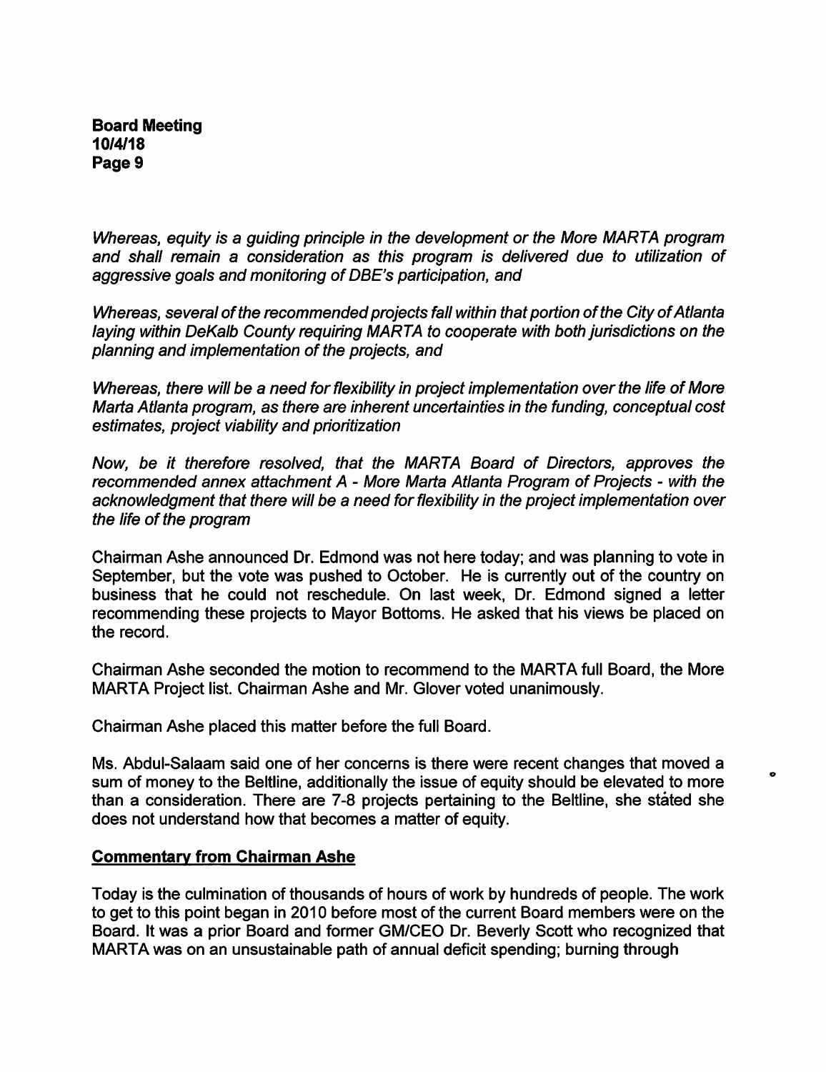*Whereas, equity is a guiding principle in the development or the More MARTA program and shall remain a consideration as this program is delivered due to utilization of aggressive goals and monitoring of DBE's participation, and*

*Whereas, several of the recommended projects fall within that portion of the City of Atlanta laying within DeKalb County requiring MARTA to cooperate with both jurisdictions on the planning and implementation of the projects, and*

*Whereas, there will be a need for flexibility in project implementation over the life of More Marta Atlanta program, as there are inherent uncertainties in the funding, conceptual cost estimates, project viability and prioritization*

*Now, be it therefore resolved, that the MARTA Board of Directors, approves the recommended annex attachment A - More Marta Atlanta Program of Projects - with the acknowledgment that there will be a need for flexibility in the project implementation over the life of the program*

Chairman Ashe announced Dr. Edmond was not here today; and was planning to vote in September, but the vote was pushed to October. He is currently out of the country on business that he could not reschedule. On last week, Dr. Edmond signed a letter recommending these projects to Mayor Bottoms. He asked that his views be placed on the record.

Chairman Ashe seconded the motion to recommend to the MARTA full Board, the More MARTA Project list. Chairman Ashe and Mr. Glover voted unanimously.

Chairman Ashe placed this matter before the full Board.

Ms. Abdul-Salaam said one of her concerns is there were recent changes that moved a sum of money to the Beltline, additionally the issue of equity should be elevated to more than a consideration. There are 7-8 projects pertaining to the Beltline, she stated she does not understand how that becomes a matter of equity.

**Commentary from Chairman Ashe**

Today is the culmination of thousands of hours of work by hundreds of people. The work to get to this point began in 2010 before most of the current Board members were on the Board. It was a prior Board and former GM/CEO Dr. Beverly Scott who recognized that MARTA was on an unsustainable path of annual deficit spending; burning through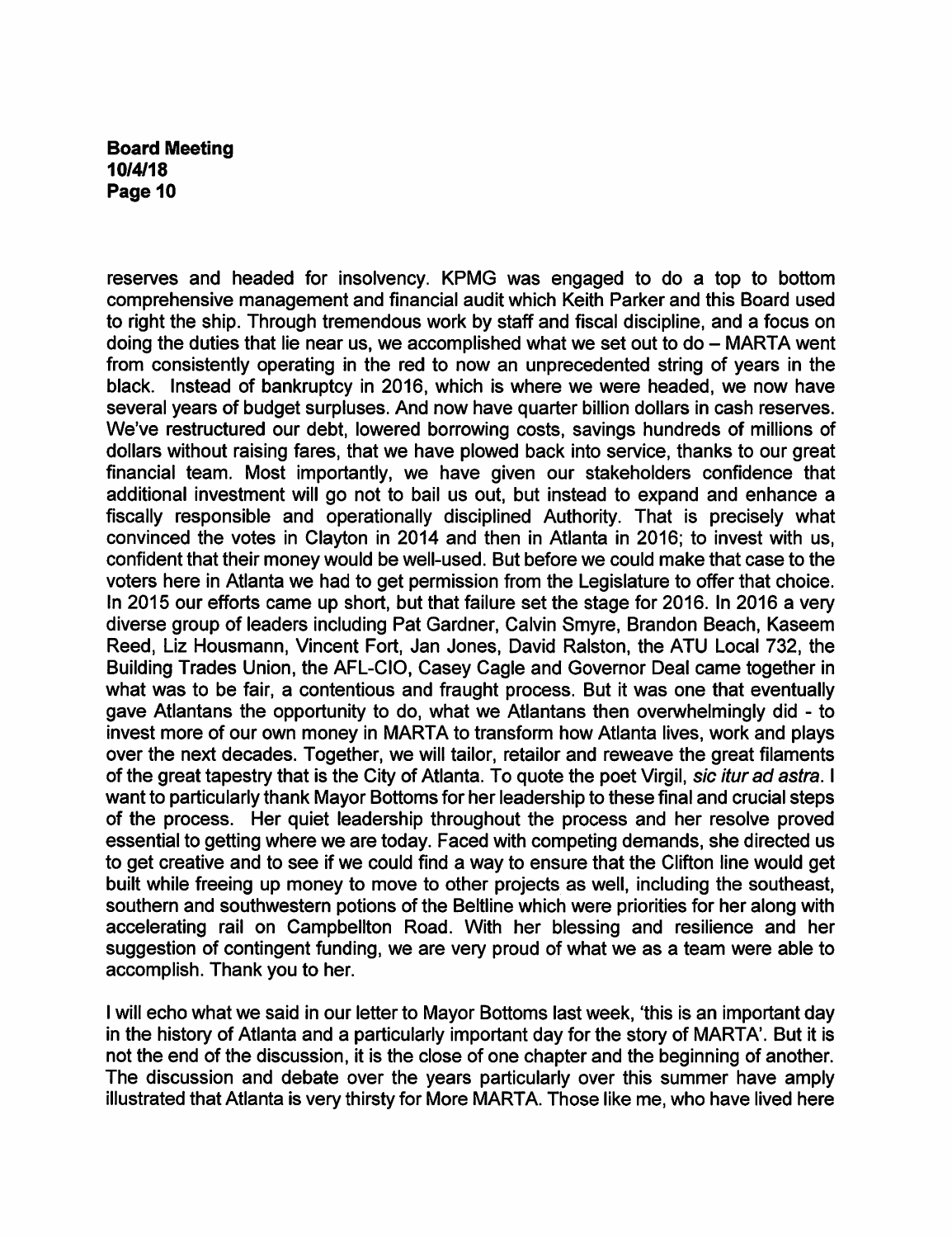reserves and headed for insolvency. KPMG was engaged to do a top to bottom comprehensive management and financial audit which Keith Parker and this Board used to right the ship. Through tremendous work by staff and fiscal discipline, and a focus on doing the duties that lie near us, we accomplished what we set out to do – MARTA went from consistently operating in the red to now an unprecedented string of years in the black. Instead of bankruptcy in 2016, which is where we were headed, we now have several years of budget surpluses. And now have quarter billion dollars in cash reserves. We've restructured our debt, lowered borrowing costs, savings hundreds of millions of dollars without raising fares, that we have plowed back into service, thanks to our great financial team. Most importantly, we have given our stakeholders confidence that additional investment will go not to bail us out, but instead to expand and enhance a fiscally responsible and operationally disciplined Authority. That is precisely what convinced the votes in Clayton in 2014 and then in Atlanta in 2016; to invest with us, confident that their money would be well-used. But before we could make that case to the voters here in Atlanta we had to get permission from the Legislature to offer that choice. In 2015 our efforts came up short, but that failure set the stage for 2016. In 2016 a very diverse group of leaders including Pat Gardner, Calvin Smyre, Brandon Beach, Kaseem Reed, Liz Housmann, Vincent Fort, Jan Jones, David Ralston, the ATU Local 732, the Building Trades Union, the AFL-CIO, Casey Cagle and Governor Deal came together in what was to be fair, a contentious and fraught process. But it was one that eventually gave Atlantans the opportunity to do, what we Atlantans then overwhelmingly did - to invest more of our own money in MARTA to transform how Atlanta lives, work and plays over the next decades. Together, we will tailor, retailor and reweave the great filaments of the great tapestry that is the City of Atlanta. To quote the poet Virgil, *sic itur ad astra*. I want to particularly thank Mayor Bottoms for her leadership to these final and crucial steps of the process. Her quiet leadership throughout the process and her resolve proved essential to getting where we are today. Faced with competing demands, she directed us to get creative and to see if we could find a way to ensure that the Clifton line would get built while freeing up money to move to other projects as well, including the southeast, southern and southwestern potions of the Beltline which were priorities for her along with accelerating rail on Campbellton Road. With her blessing and resilience and her suggestion of contingent funding, we are very proud of what we as a team were able to accomplish. Thank you to her.

I will echo what we said in our letter to Mayor Bottoms last week, 'this is an important day in the history of Atlanta and a particularly important day for the story of MARTA'. But it is not the end of the discussion, it is the close of one chapter and the beginning of another. The discussion and debate over the years particularly over this summer have amply illustrated that Atlanta is very thirsty for More MARTA. Those like me, who have lived here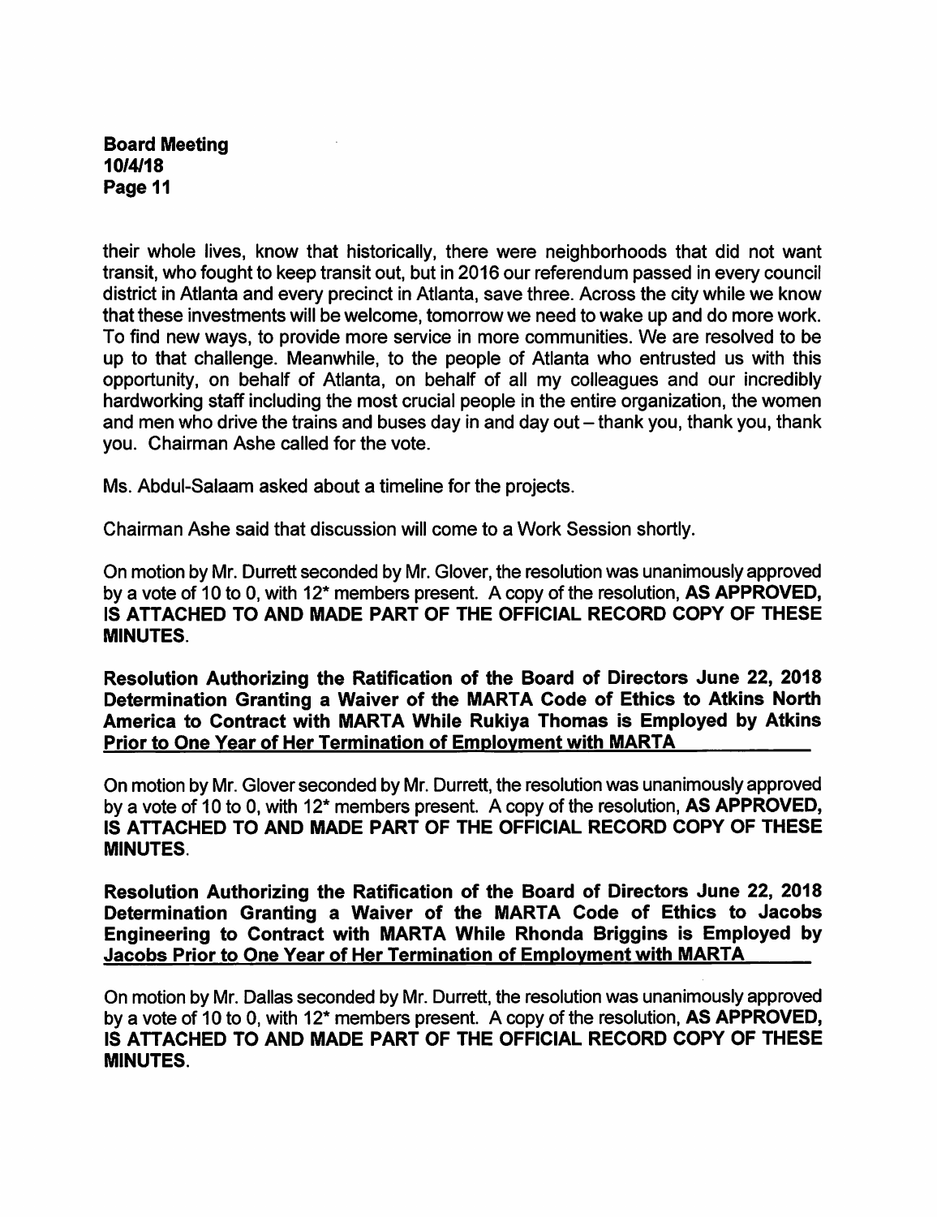their whole lives, know that historically, there were neighborhoods that did not want transit, who fought to keep transit out, but in 2016 our referendum passed in every council district in Atlanta and every precinct in Atlanta, save three. Across the city while we know that these investments will be welcome, tomorrow we need to wake up and do more work. To find new ways, to provide more service in more communities. We are resolved to be up to that challenge. Meanwhile, to the people of Atlanta who entrusted us with this opportunity, on behalf of Atlanta, on behalf of all my colleagues and our incredibly hardworking staff including the most crucial people in the entire organization, the women and men who drive the trains and buses day in and day out – thank you, thank you, thank you. Chairman Ashe called for the vote.

Ms. Abdul-Salaam asked about a timeline for the projects.

Chairman Ashe said that discussion will come to a Work Session shortly.

On motion by Mr. Durrett seconded by Mr. Glover, the resolution was unanimously approved by a vote of 10 to 0, with 12* members present. A copy of the resolution, **AS APPROVED, IS ATTACHED TO AND MADE PART OF THE OFFICIAL RECORD COPY OF THESE MINUTES.**

**Resolution Authorizing the Ratification of the Board of Directors June 22, 2018 Determination Granting a Waiver of the MARTA Code of Ethics to Atkins North America to Contract with MARTA While Rukiya Thomas is Employed by Atkins Prior to One Year of Her Termination of Employment with MARTA**

On motion by Mr. Glover seconded by Mr. Durrett, the resolution was unanimously approved by a vote of 10 to 0, with 12* members present. A copy of the resolution, **AS APPROVED, IS ATTACHED TO AND MADE PART OF THE OFFICIAL RECORD COPY OF THESE MINUTES.**

**Resolution Authorizing the Ratification of the Board of Directors June 22, 2018 Determination Granting a Waiver of the MARTA Code of Ethics to Jacobs Engineering to Contract with MARTA While Rhonda Briggins is Employed by Jacobs Prior to One Year of Her Termination of Employment with MARTA**

On motion by Mr. Dallas seconded by Mr. Durrett, the resolution was unanimously approved by a vote of 10 to 0, with 12* members present. A copy of the resolution, **AS APPROVED, IS ATTACHED TO AND MADE PART OF THE OFFICIAL RECORD COPY OF THESE MINUTES.**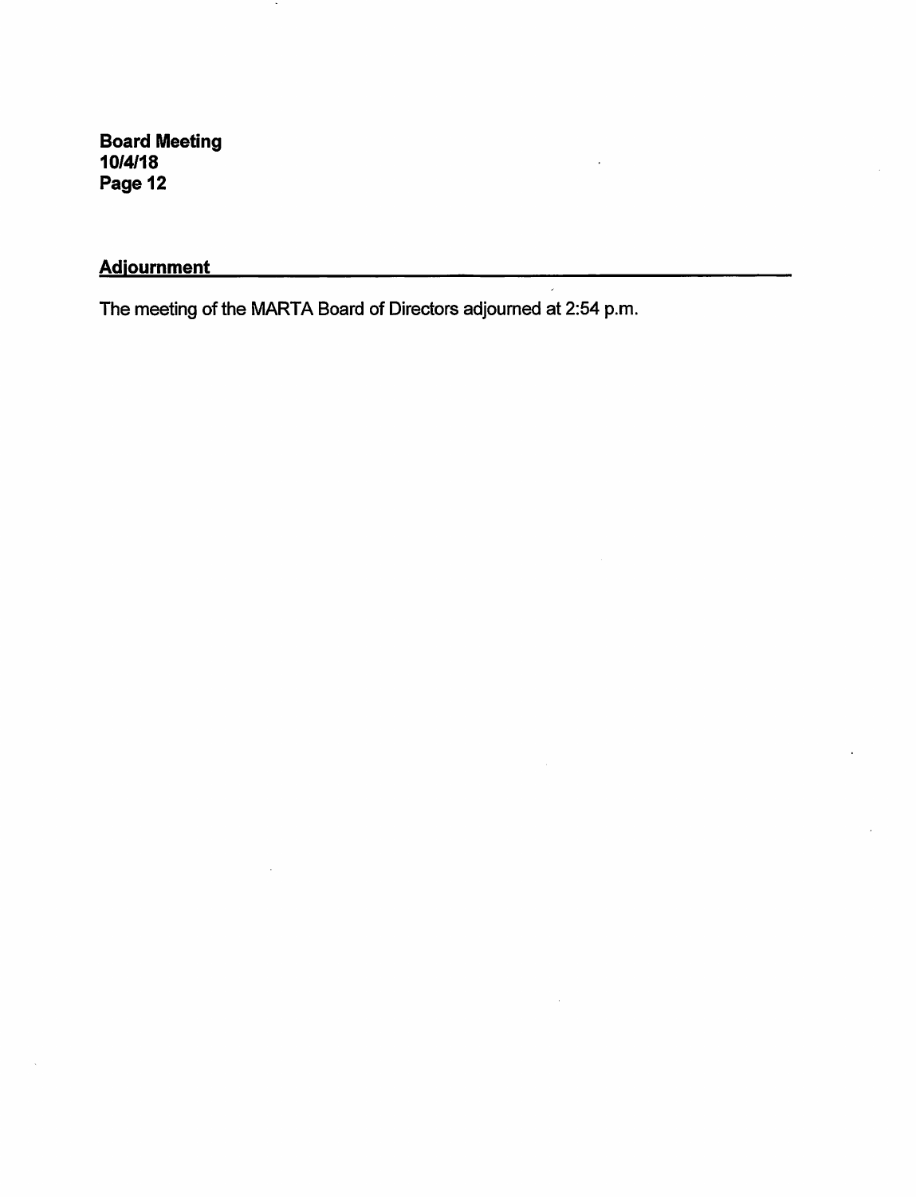## Adjournment

The meeting of the MARTA Board of Directors adjourned at 2:54 p.m.